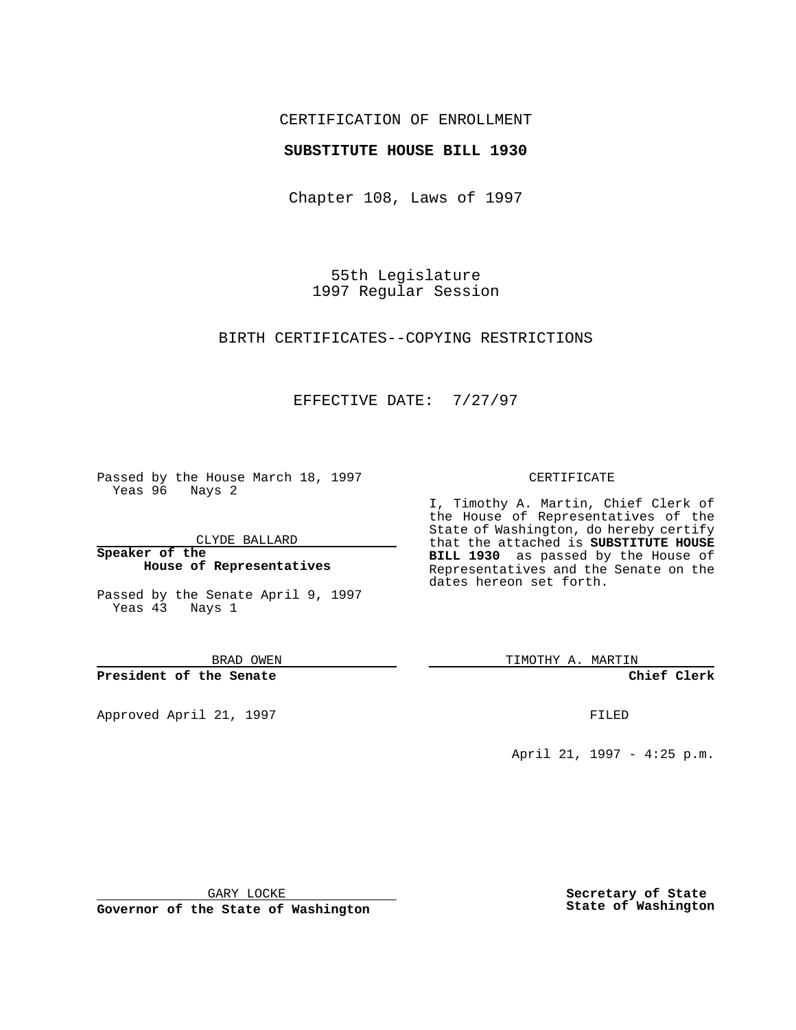CERTIFICATION OF ENROLLMENT

**SUBSTITUTE HOUSE BILL 1930**

Chapter 108, Laws of 1997

55th Legislature
1997 Regular Session

BIRTH CERTIFICATES--COPYING RESTRICTIONS

EFFECTIVE DATE: 7/27/97

Passed by the House March 18, 1997
Yeas 96 Nays 2

CLYDE BALLARD

**Speaker of the House of Representatives**

Passed by the Senate April 9, 1997
Yeas 43 Nays 1

BRAD OWEN

**President of the Senate**

Approved April 21, 1997

GARY LOCKE

**Governor of the State of Washington**

CERTIFICATE

I, Timothy A. Martin, Chief Clerk of the House of Representatives of the State of Washington, do hereby certify that the attached is **SUBSTITUTE HOUSE BILL 1930** as passed by the House of Representatives and the Senate on the dates hereon set forth.

TIMOTHY A. MARTIN

**Chief Clerk**

FILED

April 21, 1997 - 4:25 p.m.

**Secretary of State State of Washington**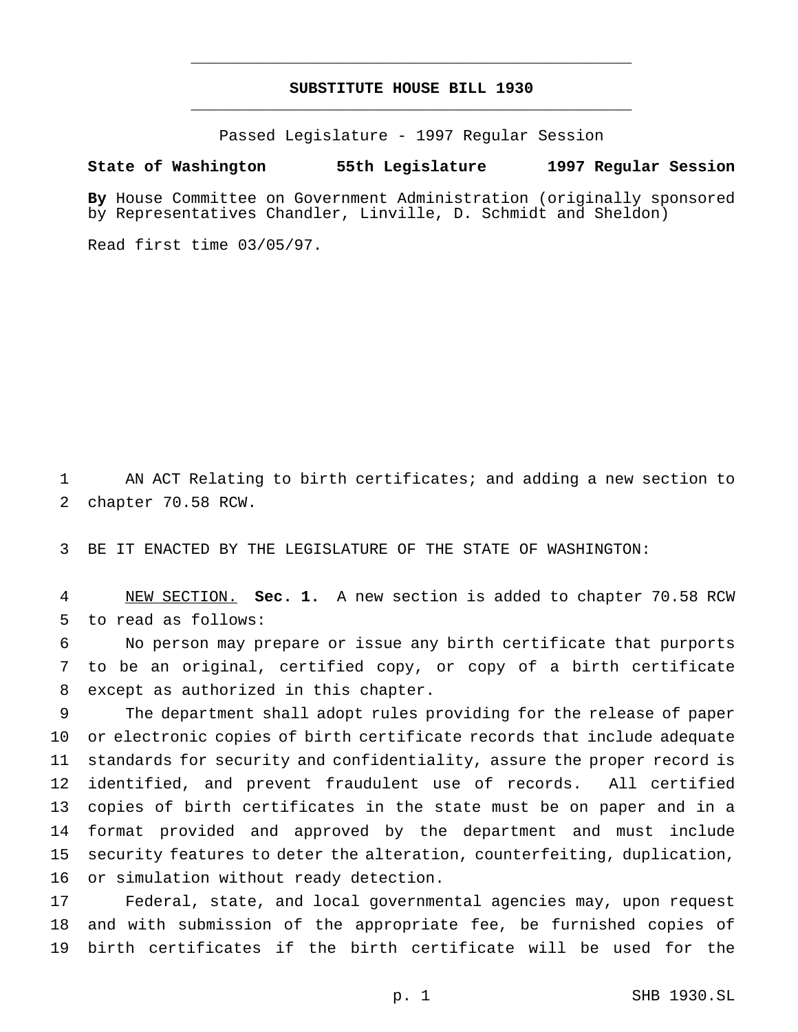# SUBSTITUTE HOUSE BILL 1930

Passed Legislature - 1997 Regular Session

**State of Washington 55th Legislature 1997 Regular Session**

**By** House Committee on Government Administration (originally sponsored by Representatives Chandler, Linville, D. Schmidt and Sheldon)

Read first time 03/05/97.

AN ACT Relating to birth certificates; and adding a new section to chapter 70.58 RCW.

BE IT ENACTED BY THE LEGISLATURE OF THE STATE OF WASHINGTON:

NEW SECTION. **Sec. 1.** A new section is added to chapter 70.58 RCW to read as follows:

No person may prepare or issue any birth certificate that purports to be an original, certified copy, or copy of a birth certificate except as authorized in this chapter.

The department shall adopt rules providing for the release of paper or electronic copies of birth certificate records that include adequate standards for security and confidentiality, assure the proper record is identified, and prevent fraudulent use of records. All certified copies of birth certificates in the state must be on paper and in a format provided and approved by the department and must include security features to deter the alteration, counterfeiting, duplication, or simulation without ready detection.

Federal, state, and local governmental agencies may, upon request and with submission of the appropriate fee, be furnished copies of birth certificates if the birth certificate will be used for the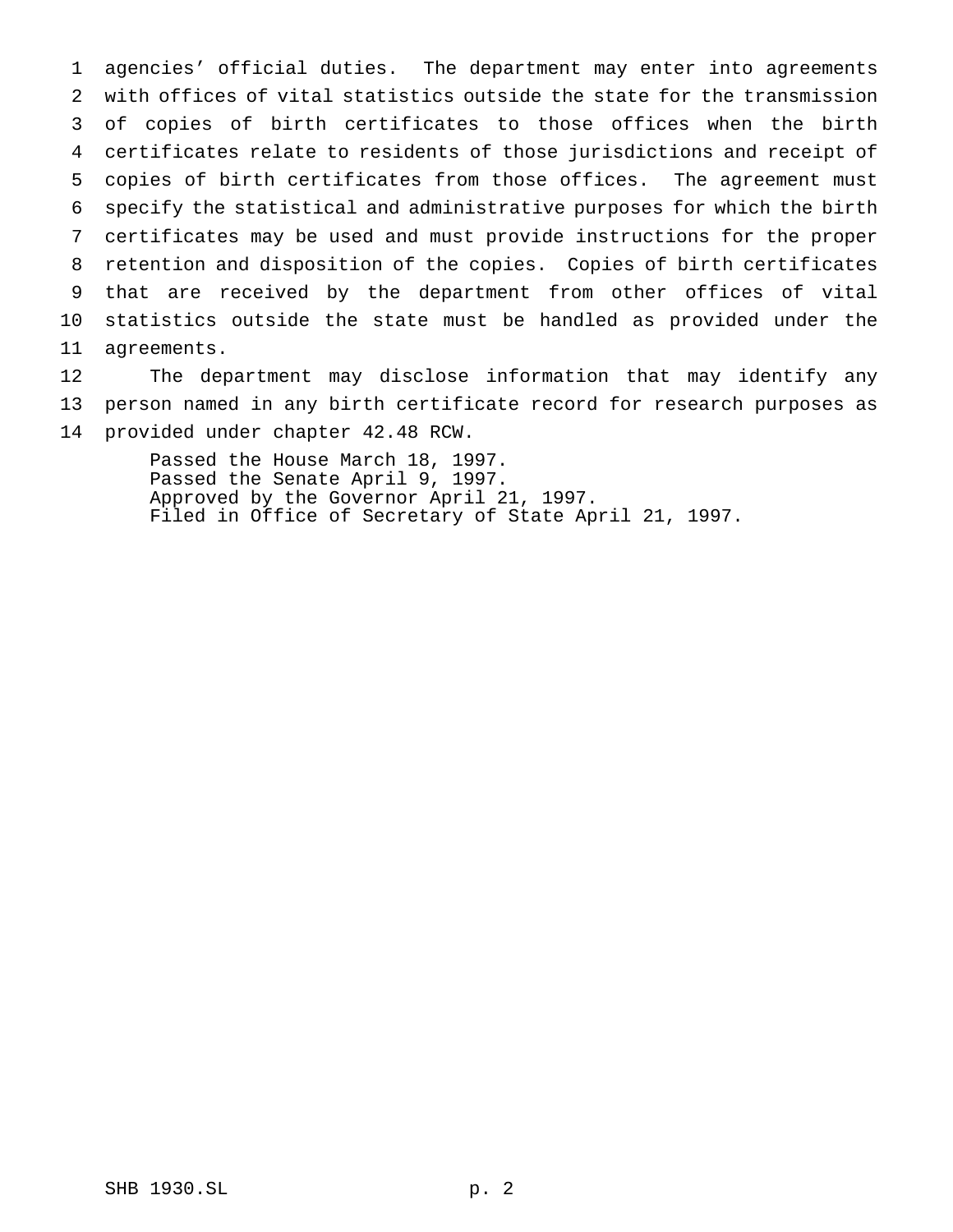agencies' official duties. The department may enter into agreements with offices of vital statistics outside the state for the transmission of copies of birth certificates to those offices when the birth certificates relate to residents of those jurisdictions and receipt of copies of birth certificates from those offices. The agreement must specify the statistical and administrative purposes for which the birth certificates may be used and must provide instructions for the proper retention and disposition of the copies. Copies of birth certificates that are received by the department from other offices of vital statistics outside the state must be handled as provided under the agreements.

The department may disclose information that may identify any person named in any birth certificate record for research purposes as provided under chapter 42.48 RCW.

Passed the House March 18, 1997.
Passed the Senate April 9, 1997.
Approved by the Governor April 21, 1997.
Filed in Office of Secretary of State April 21, 1997.